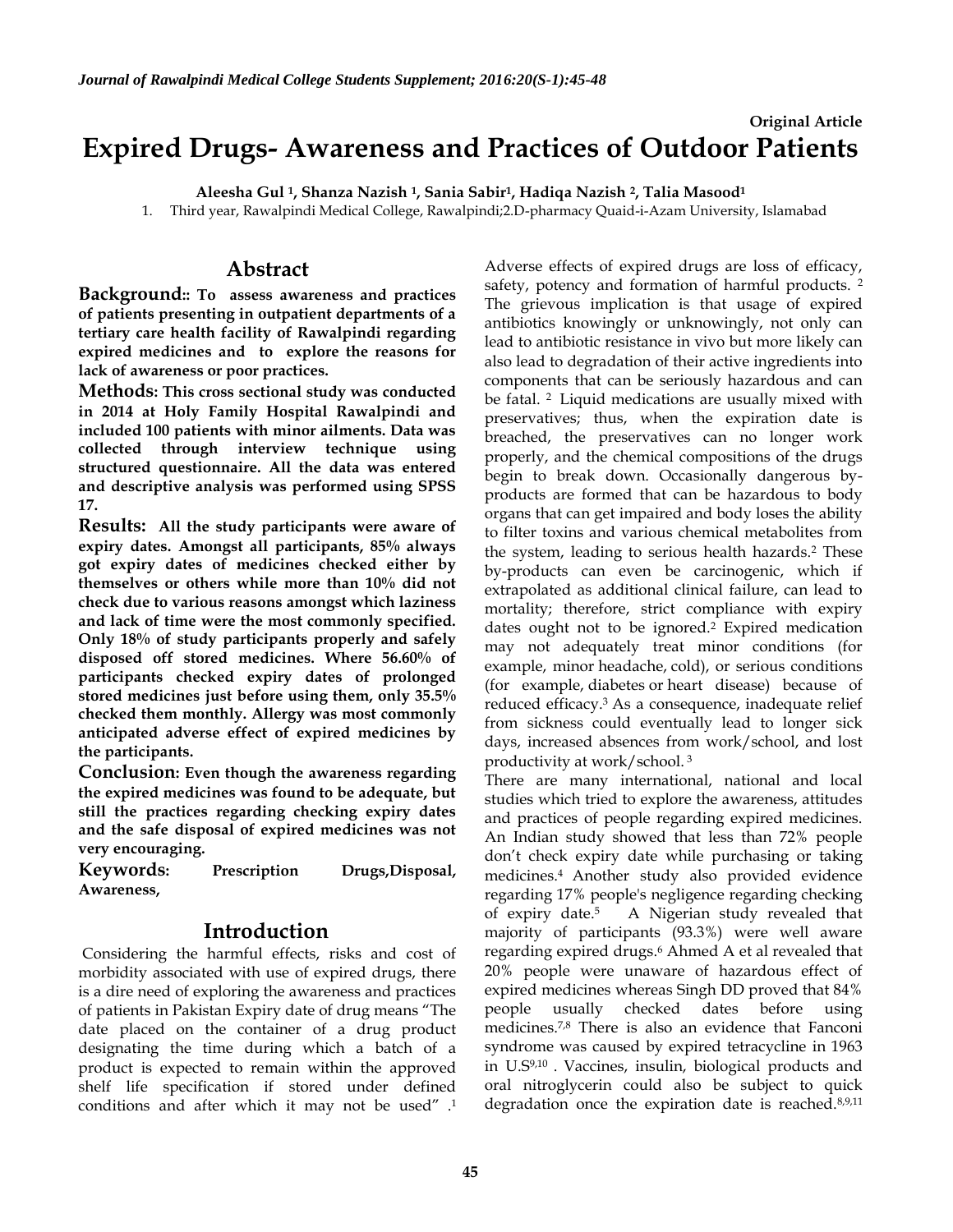Original Article

# Expired Drugs- Awareness and Practices of Outdoor Patients

**Aleesha Gul [1], Shanza Nazish [1], Sania Sabir[1], Hadiqa Nazish [2], Talia Masood[1]**

1. Third year, Rawalpindi Medical College, Rawalpindi;2.D-pharmacy Quaid-i-Azam University, Islamabad

## Abstract

**Background:: To assess awareness and practices of patients presenting in outpatient departments of a tertiary care health facility of Rawalpindi regarding expired medicines and to explore the reasons for lack of awareness or poor practices.**

**Methods: This cross sectional study was conducted in 2014 at Holy Family Hospital Rawalpindi and included 100 patients with minor ailments. Data was collected through interview technique using structured questionnaire. All the data was entered and descriptive analysis was performed using SPSS 17.**

**Results: All the study participants were aware of expiry dates. Amongst all participants, 85% always got expiry dates of medicines checked either by themselves or others while more than 10% did not check due to various reasons amongst which laziness and lack of time were the most commonly specified. Only 18% of study participants properly and safely disposed off stored medicines. Where 56.60% of participants checked expiry dates of prolonged stored medicines just before using them, only 35.5% checked them monthly. Allergy was most commonly anticipated adverse effect of expired medicines by the participants.**

**Conclusion: Even though the awareness regarding the expired medicines was found to be adequate, but still the practices regarding checking expiry dates and the safe disposal of expired medicines was not very encouraging.**

**Keywords: Prescription Drugs,Disposal, Awareness,**

## Introduction

Considering the harmful effects, risks and cost of morbidity associated with use of expired drugs, there is a dire need of exploring the awareness and practices of patients in Pakistan Expiry date of drug means "The date placed on the container of a drug product designating the time during which a batch of a product is expected to remain within the approved shelf life specification if stored under defined conditions and after which it may not be used" .[1] Adverse effects of expired drugs are loss of efficacy, safety, potency and formation of harmful products. [2] The grievous implication is that usage of expired antibiotics knowingly or unknowingly, not only can lead to antibiotic resistance in vivo but more likely can also lead to degradation of their active ingredients into components that can be seriously hazardous and can be fatal. [2] Liquid medications are usually mixed with preservatives; thus, when the expiration date is breached, the preservatives can no longer work properly, and the chemical compositions of the drugs begin to break down. Occasionally dangerous by-products are formed that can be hazardous to body organs that can get impaired and body loses the ability to filter toxins and various chemical metabolites from the system, leading to serious health hazards.[2] These by-products can even be carcinogenic, which if extrapolated as additional clinical failure, can lead to mortality; therefore, strict compliance with expiry dates ought not to be ignored.[2] Expired medication may not adequately treat minor conditions (for example, minor headache, cold), or serious conditions (for example, diabetes or heart disease) because of reduced efficacy.[3] As a consequence, inadequate relief from sickness could eventually lead to longer sick days, increased absences from work/school, and lost productivity at work/school. [3]

There are many international, national and local studies which tried to explore the awareness, attitudes and practices of people regarding expired medicines. An Indian study showed that less than 72% people don't check expiry date while purchasing or taking medicines.[4] Another study also provided evidence regarding 17% people's negligence regarding checking of expiry date.[5] A Nigerian study revealed that majority of participants (93.3%) were well aware regarding expired drugs.[6] Ahmed A et al revealed that 20% people were unaware of hazardous effect of expired medicines whereas Singh DD proved that 84% people usually checked dates before using medicines.[7,8] There is also an evidence that Fanconi syndrome was caused by expired tetracycline in 1963 in U.S[9,10] . Vaccines, insulin, biological products and oral nitroglycerin could also be subject to quick degradation once the expiration date is reached.[8,9,11]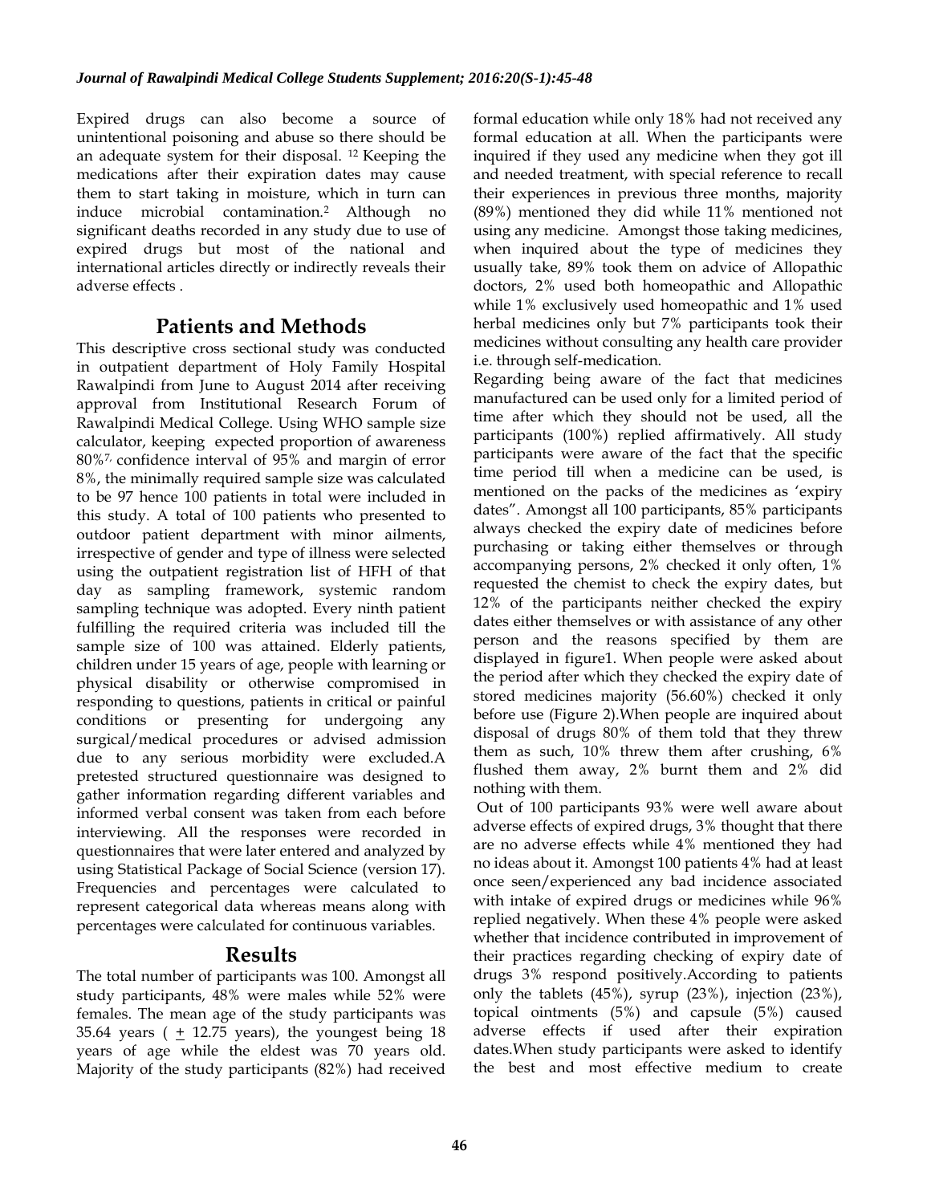Expired drugs can also become a source of unintentional poisoning and abuse so there should be an adequate system for their disposal. [12] Keeping the medications after their expiration dates may cause them to start taking in moisture, which in turn can induce microbial contamination.[2] Although no significant deaths recorded in any study due to use of expired drugs but most of the national and international articles directly or indirectly reveals their adverse effects .

## Patients and Methods

This descriptive cross sectional study was conducted in outpatient department of Holy Family Hospital Rawalpindi from June to August 2014 after receiving approval from Institutional Research Forum of Rawalpindi Medical College. Using WHO sample size calculator, keeping expected proportion of awareness 80%[7], confidence interval of 95% and margin of error 8%, the minimally required sample size was calculated to be 97 hence 100 patients in total were included in this study. A total of 100 patients who presented to outdoor patient department with minor ailments, irrespective of gender and type of illness were selected using the outpatient registration list of HFH of that day as sampling framework, systemic random sampling technique was adopted. Every ninth patient fulfilling the required criteria was included till the sample size of 100 was attained. Elderly patients, children under 15 years of age, people with learning or physical disability or otherwise compromised in responding to questions, patients in critical or painful conditions or presenting for undergoing any surgical/medical procedures or advised admission due to any serious morbidity were excluded.A pretested structured questionnaire was designed to gather information regarding different variables and informed verbal consent was taken from each before interviewing. All the responses were recorded in questionnaires that were later entered and analyzed by using Statistical Package of Social Science (version 17). Frequencies and percentages were calculated to represent categorical data whereas means along with percentages were calculated for continuous variables.

## Results

The total number of participants was 100. Amongst all study participants, 48% were males while 52% were females. The mean age of the study participants was 35.64 years ( ± 12.75 years), the youngest being 18 years of age while the eldest was 70 years old. Majority of the study participants (82%) had received formal education while only 18% had not received any formal education at all. When the participants were inquired if they used any medicine when they got ill and needed treatment, with special reference to recall their experiences in previous three months, majority (89%) mentioned they did while 11% mentioned not using any medicine. Amongst those taking medicines, when inquired about the type of medicines they usually take, 89% took them on advice of Allopathic doctors, 2% used both homeopathic and Allopathic while 1% exclusively used homeopathic and 1% used herbal medicines only but 7% participants took their medicines without consulting any health care provider i.e. through self-medication.

Regarding being aware of the fact that medicines manufactured can be used only for a limited period of time after which they should not be used, all the participants (100%) replied affirmatively. All study participants were aware of the fact that the specific time period till when a medicine can be used, is mentioned on the packs of the medicines as 'expiry dates". Amongst all 100 participants, 85% participants always checked the expiry date of medicines before purchasing or taking either themselves or through accompanying persons, 2% checked it only often, 1% requested the chemist to check the expiry dates, but 12% of the participants neither checked the expiry dates either themselves or with assistance of any other person and the reasons specified by them are displayed in figure1. When people were asked about the period after which they checked the expiry date of stored medicines majority (56.60%) checked it only before use (Figure 2).When people are inquired about disposal of drugs 80% of them told that they threw them as such, 10% threw them after crushing, 6% flushed them away, 2% burnt them and 2% did nothing with them.

Out of 100 participants 93% were well aware about adverse effects of expired drugs, 3% thought that there are no adverse effects while 4% mentioned they had no ideas about it. Amongst 100 patients 4% had at least once seen/experienced any bad incidence associated with intake of expired drugs or medicines while 96% replied negatively. When these 4% people were asked whether that incidence contributed in improvement of their practices regarding checking of expiry date of drugs 3% respond positively.According to patients only the tablets (45%), syrup (23%), injection (23%), topical ointments (5%) and capsule (5%) caused adverse effects if used after their expiration dates.When study participants were asked to identify the best and most effective medium to create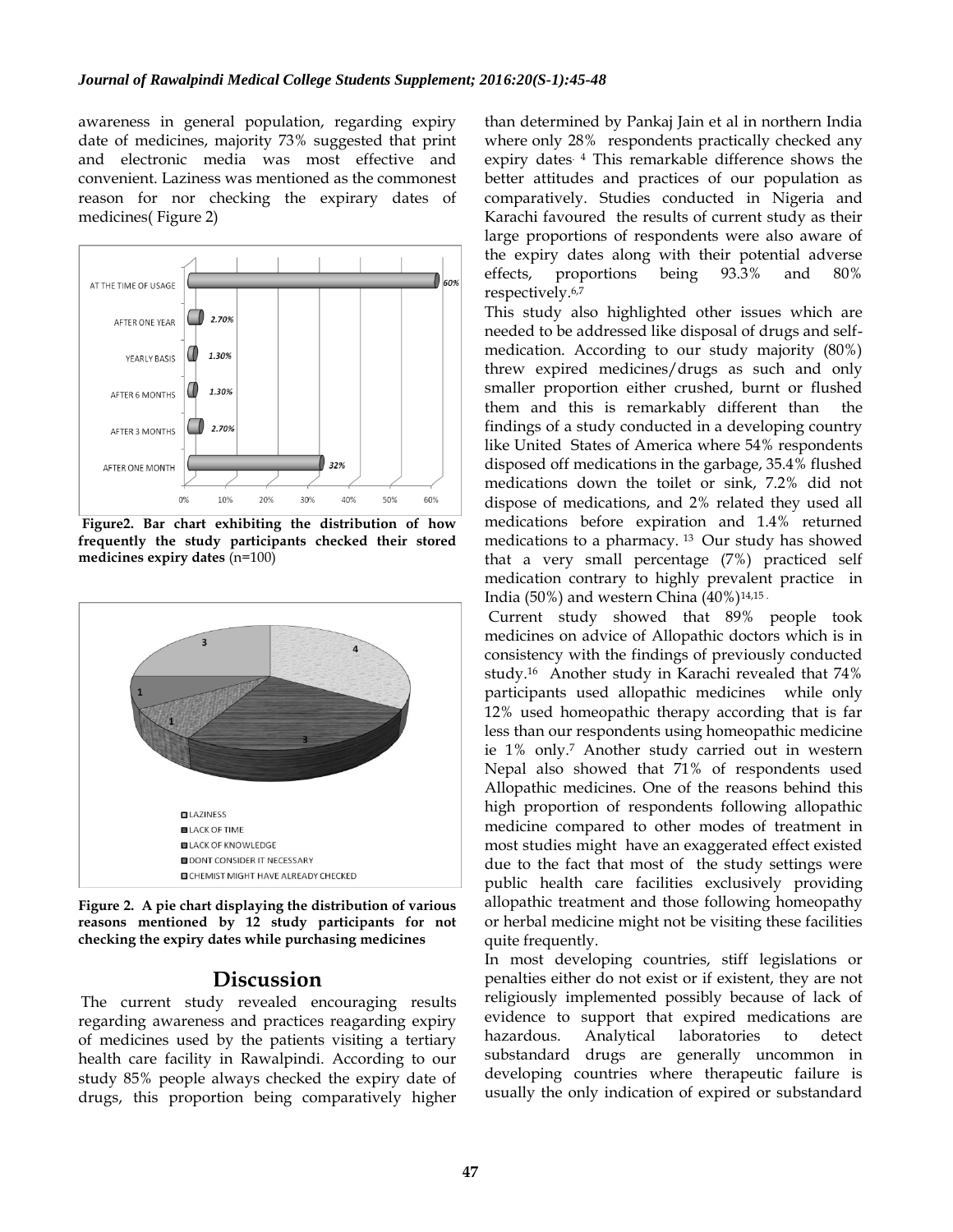awareness in general population, regarding expiry date of medicines, majority 73% suggested that print and electronic media was most effective and convenient. Laziness was mentioned as the commonest reason for nor checking the expirary dates of medicines( Figure 2)

**Figure2. Bar chart exhibiting the distribution of how frequently the study participants checked their stored medicines expiry dates** (n=100)

**Figure 2. A pie chart displaying the distribution of various reasons mentioned by 12 study participants for not checking the expiry dates while purchasing medicines**

## Discussion

The current study revealed encouraging results regarding awareness and practices reagarding expiry of medicines used by the patients visiting a tertiary health care facility in Rawalpindi. According to our study 85% people always checked the expiry date of drugs, this proportion being comparatively higher than determined by Pankaj Jain et al in northern India where only 28% respondents practically checked any expiry dates.[4] This remarkable difference shows the better attitudes and practices of our population as comparatively. Studies conducted in Nigeria and Karachi favoured the results of current study as their large proportions of respondents were also aware of the expiry dates along with their potential adverse effects, proportions being 93.3% and 80% respectively.[6,7]

This study also highlighted other issues which are needed to be addressed like disposal of drugs and self-medication. According to our study majority (80%) threw expired medicines/drugs as such and only smaller proportion either crushed, burnt or flushed them and this is remarkably different than the findings of a study conducted in a developing country like United States of America where 54% respondents disposed off medications in the garbage, 35.4% flushed medications down the toilet or sink, 7.2% did not dispose of medications, and 2% related they used all medications before expiration and 1.4% returned medications to a pharmacy.[13] Our study has showed that a very small percentage (7%) practiced self medication contrary to highly prevalent practice in India (50%) and western China (40%)[14,15].

Current study showed that 89% people took medicines on advice of Allopathic doctors which is in consistency with the findings of previously conducted study.[16] Another study in Karachi revealed that 74% participants used allopathic medicines while only 12% used homeopathic therapy according that is far less than our respondents using homeopathic medicine ie 1% only.[7] Another study carried out in western Nepal also showed that 71% of respondents used Allopathic medicines. One of the reasons behind this high proportion of respondents following allopathic medicine compared to other modes of treatment in most studies might have an exaggerated effect existed due to the fact that most of the study settings were public health care facilities exclusively providing allopathic treatment and those following homeopathy or herbal medicine might not be visiting these facilities quite frequently.

In most developing countries, stiff legislations or penalties either do not exist or if existent, they are not religiously implemented possibly because of lack of evidence to support that expired medications are hazardous. Analytical laboratories to detect substandard drugs are generally uncommon in developing countries where therapeutic failure is usually the only indication of expired or substandard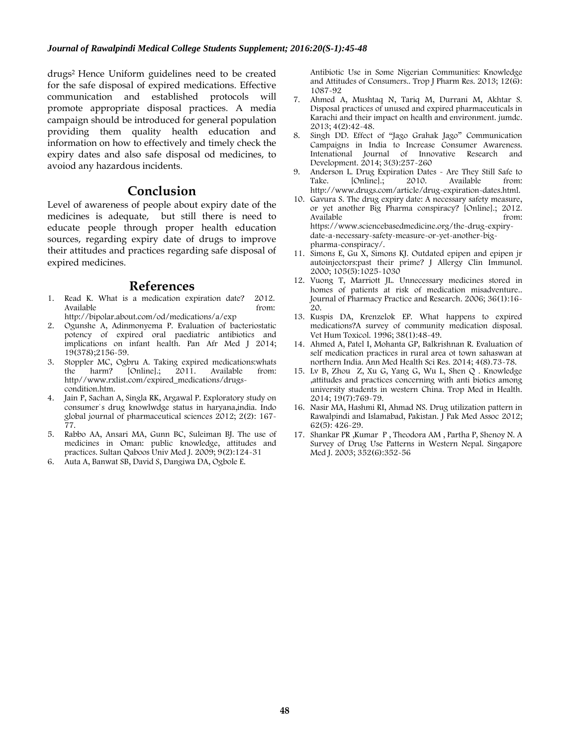drugs[2] Hence Uniform guidelines need to be created for the safe disposal of expired medications. Effective communication and established protocols will promote appropriate disposal practices. A media campaign should be introduced for general population providing them quality health education and information on how to effectively and timely check the expiry dates and also safe disposal od medicines, to avoiod any hazardous incidents.

## Conclusion

Level of awareness of people about expiry date of the medicines is adequate, but still there is need to educate people through proper health education sources, regarding expiry date of drugs to improve their attitudes and practices regarding safe disposal of expired medicines.

## References

1. Read K. What is a medication expiration date? 2012. Available from: http://bipolar.about.com/od/medications/a/exp
2. Ogunshe A, Adinmonyema P. Evaluation of bacteriostatic potency of expired oral paediatric antibiotics and implications on infant health. Pan Afr Med J 2014; 19(378);2156-59.
3. Stoppler MC, Ogbru A. Taking expired medications:whats the harm? [Online].; 2011. Available from: http//www.rxlist.com/expired_medications/drugs-condition.htm.
4. Jain P, Sachan A, Singla RK, Argawal P. Exploratory study on consumer`s drug knowlwdge status in haryana,india. Indo global journal of pharmaceutical sciences 2012; 2(2): 167-77.
5. Rabbo AA, Ansari MA, Gunn BC, Suleiman BJ. The use of medicines in Oman: public knowledge, attitudes and practices. Sultan Qaboos Univ Med J. 2009; 9(2):124-31
6. Auta A, Banwat SB, David S, Dangiwa DA, Ogbole E. Antibiotic Use in Some Nigerian Communities: Knowledge and Attitudes of Consumers.. Trop J Pharm Res. 2013; 12(6): 1087-92
7. Ahmed A, Mushtaq N, Tariq M, Durrani M, Akhtar S. Disposal practices of unused and expired pharmaceuticals in Karachi and their impact on health and environment. jumdc. 2013; 4(2):42-48.
8. Singh DD. Effect of "Jago Grahak Jago" Communication Campaigns in India to Increase Consumer Awareness. Intenational Journal of Innovative Research and Development. 2014; 3(3):257-260
9. Anderson L. Drug Expiration Dates - Are They Still Safe to Take. [Online].; 2010. Available from: http://www.drugs.com/article/drug-expiration-dates.html.
10. Gavura S. The drug expiry date: A necessary safety measure, or yet another Big Pharma conspiracy? [Online].; 2012. Available from: https://www.sciencebasedmedicine.org/the-drug-expiry-date-a-necessary-safety-measure-or-yet-another-big-pharma-conspiracy/.
11. Simons E, Gu X, Simons KJ. Outdated epipen and epipen jr autoinjectors:past their prime? J Allergy Clin Immunol. 2000; 105(5):1025-1030
12. Vuong T, Marriott JL. Unnecessary medicines stored in homes of patients at risk of medication misadventure.. Journal of Pharmacy Practice and Research. 2006; 36(1):16-20.
13. Kuspis DA, Krenzelok EP. What happens to expired medications?A survey of community medication disposal. Vet Hum Toxicol. 1996; 38(1):48-49.
14. Ahmed A, Patel I, Mohanta GP, Balkrishnan R. Evaluation of self medication practices in rural area ot town sahaswan at northern India. Ann Med Health Sci Res. 2014; 4(8).73-78.
15. Lv B, Zhou Z, Xu G, Yang G, Wu L, Shen Q . Knowledge ,attitudes and practices concerning with anti biotics among university students in western China. Trop Med in Health. 2014; 19(7):769-79.
16. Nasir MA, Hashmi RI, Ahmad NS. Drug utilization pattern in Rawalpindi and Islamabad, Pakistan. J Pak Med Assoc 2012; 62(5): 426-29.
17. Shankar PR ,Kumar P , Theodora AM , Partha P, Shenoy N. A Survey of Drug Use Patterns in Western Nepal. Singapore Med J. 2003; 352(6):352-56